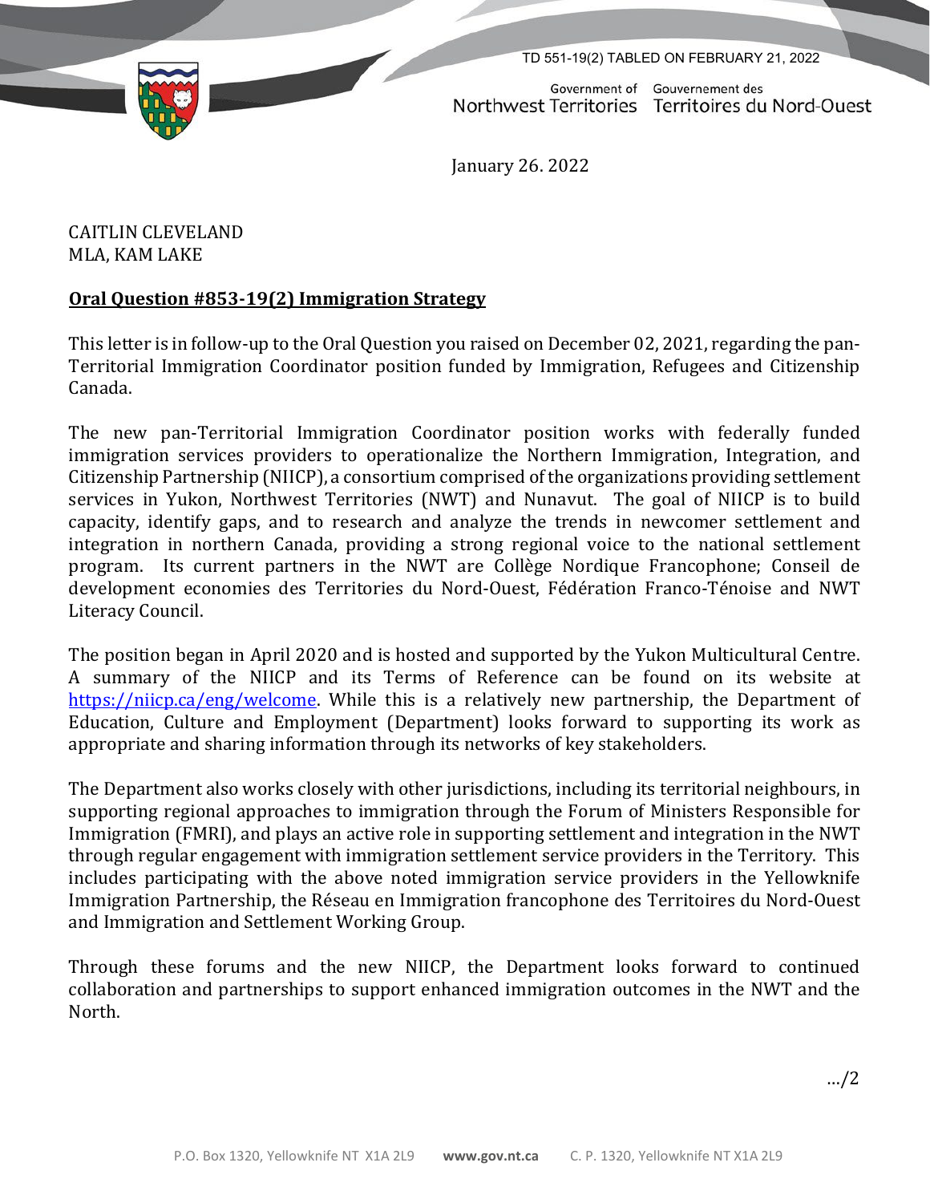TD 551-19(2) TABLED ON FEBRUARY 21, 2022

Government of Northwest Territories — Gouvernement des Territoires du Nord-Ouest

January 26. 2022

CAITLIN CLEVELAND
MLA, KAM LAKE

**Oral Question #853-19(2) Immigration Strategy**

This letter is in follow-up to the Oral Question you raised on December 02, 2021, regarding the pan-Territorial Immigration Coordinator position funded by Immigration, Refugees and Citizenship Canada.

The new pan-Territorial Immigration Coordinator position works with federally funded immigration services providers to operationalize the Northern Immigration, Integration, and Citizenship Partnership (NIICP), a consortium comprised of the organizations providing settlement services in Yukon, Northwest Territories (NWT) and Nunavut. The goal of NIICP is to build capacity, identify gaps, and to research and analyze the trends in newcomer settlement and integration in northern Canada, providing a strong regional voice to the national settlement program. Its current partners in the NWT are Collège Nordique Francophone; Conseil de development economies des Territories du Nord-Ouest, Fédération Franco-Ténoise and NWT Literacy Council.

The position began in April 2020 and is hosted and supported by the Yukon Multicultural Centre. A summary of the NIICP and its Terms of Reference can be found on its website at [https://niicp.ca/eng/welcome](https://niicp.ca/eng/welcome). While this is a relatively new partnership, the Department of Education, Culture and Employment (Department) looks forward to supporting its work as appropriate and sharing information through its networks of key stakeholders.

The Department also works closely with other jurisdictions, including its territorial neighbours, in supporting regional approaches to immigration through the Forum of Ministers Responsible for Immigration (FMRI), and plays an active role in supporting settlement and integration in the NWT through regular engagement with immigration settlement service providers in the Territory. This includes participating with the above noted immigration service providers in the Yellowknife Immigration Partnership, the Réseau en Immigration francophone des Territoires du Nord-Ouest and Immigration and Settlement Working Group.

Through these forums and the new NIICP, the Department looks forward to continued collaboration and partnerships to support enhanced immigration outcomes in the NWT and the North.

…/2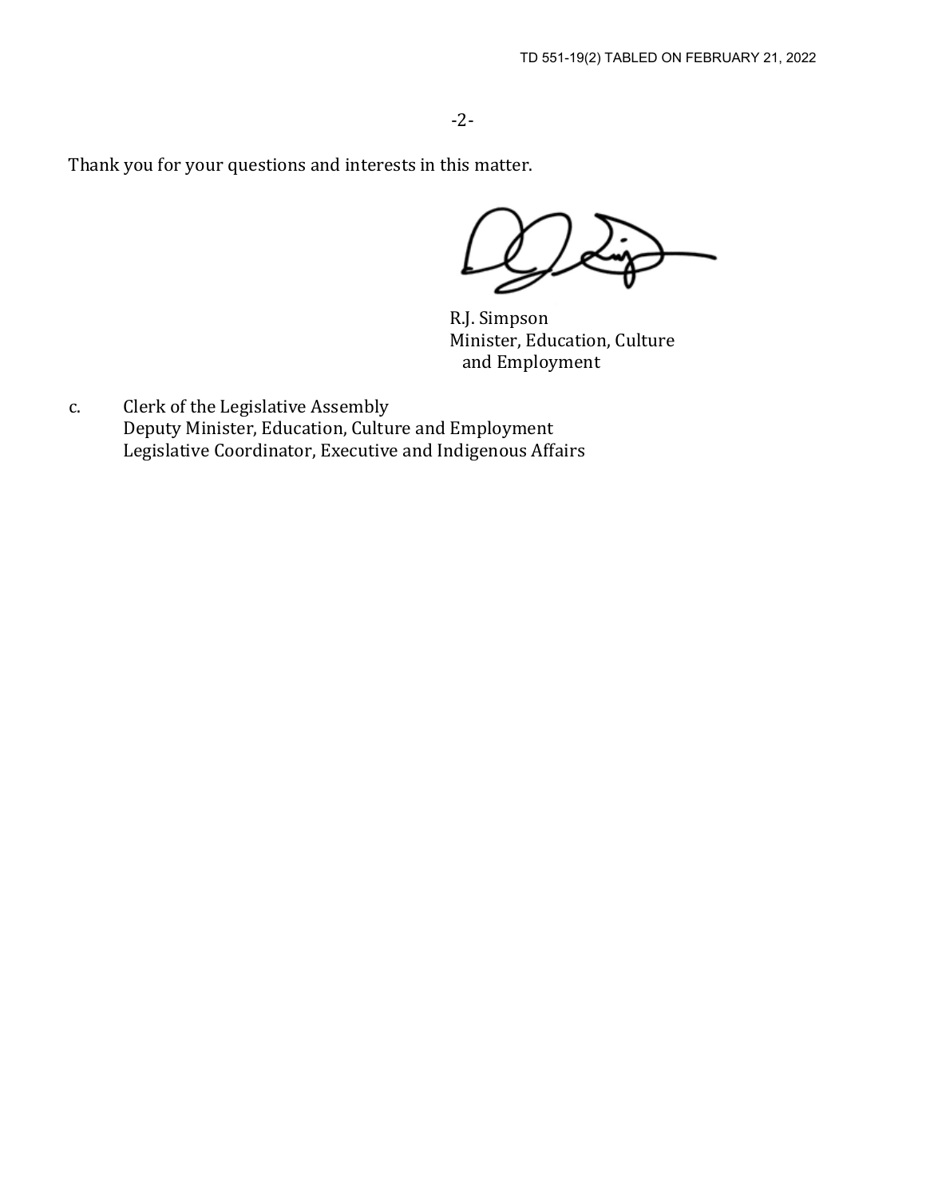Thank you for your questions and interests in this matter.

R.J. Simpson
Minister, Education, Culture
and Employment

c. Clerk of the Legislative Assembly
Deputy Minister, Education, Culture and Employment
Legislative Coordinator, Executive and Indigenous Affairs